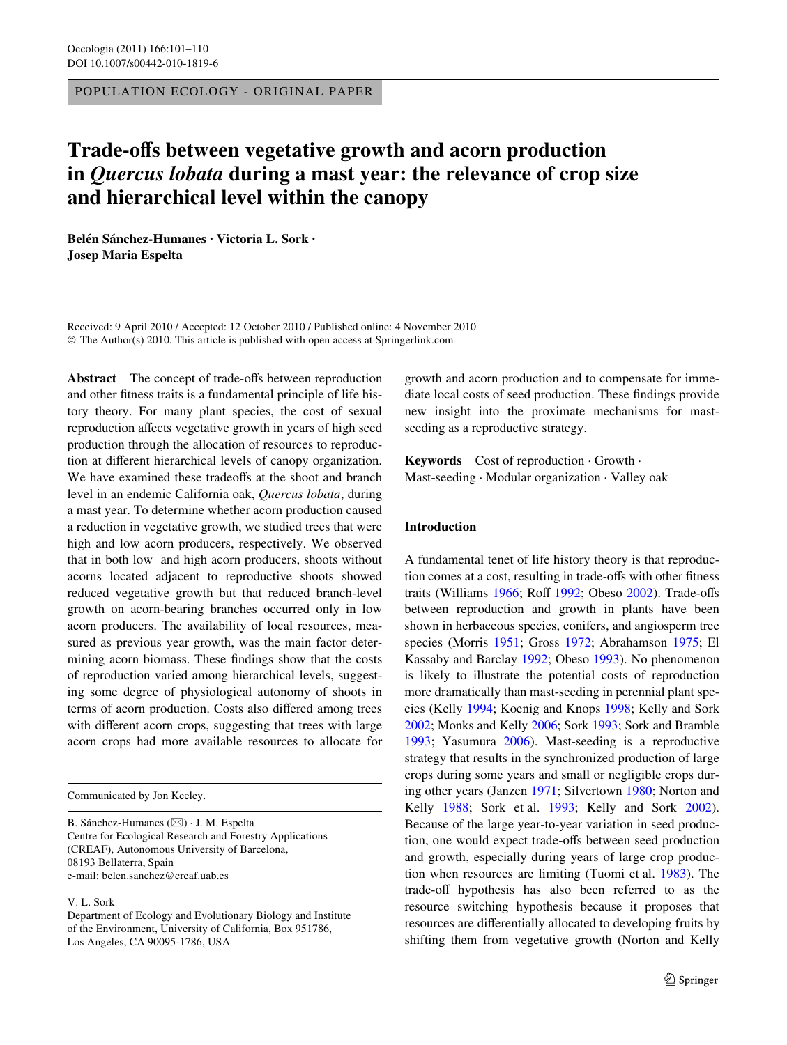POPULATION ECOLOGY - ORIGINAL PAPER

# Trade-offs between vegetative growth and acorn production in *Quercus lobata* during a mast year: the relevance of crop size and hierarchical level within the canopy

**Belén Sánchez-Humanes · Victoria L. Sork · Josep Maria Espelta**

Received: 9 April 2010 / Accepted: 12 October 2010 / Published online: 4 November 2010
© The Author(s) 2010. This article is published with open access at Springerlink.com

**Abstract** The concept of trade-offs between reproduction and other fitness traits is a fundamental principle of life history theory. For many plant species, the cost of sexual reproduction affects vegetative growth in years of high seed production through the allocation of resources to reproduction at different hierarchical levels of canopy organization. We have examined these tradeoffs at the shoot and branch level in an endemic California oak, *Quercus lobata*, during a mast year. To determine whether acorn production caused a reduction in vegetative growth, we studied trees that were high and low acorn producers, respectively. We observed that in both low and high acorn producers, shoots without acorns located adjacent to reproductive shoots showed reduced vegetative growth but that reduced branch-level growth on acorn-bearing branches occurred only in low acorn producers. The availability of local resources, measured as previous year growth, was the main factor determining acorn biomass. These findings show that the costs of reproduction varied among hierarchical levels, suggesting some degree of physiological autonomy of shoots in terms of acorn production. Costs also differed among trees with different acorn crops, suggesting that trees with large acorn crops had more available resources to allocate for growth and acorn production and to compensate for immediate local costs of seed production. These findings provide new insight into the proximate mechanisms for mast-seeding as a reproductive strategy.

**Keywords** Cost of reproduction · Growth · Mast-seeding · Modular organization · Valley oak

Communicated by Jon Keeley.

B. Sánchez-Humanes (✉) · J. M. Espelta
Centre for Ecological Research and Forestry Applications (CREAF), Autonomous University of Barcelona, 08193 Bellaterra, Spain
e-mail: belen.sanchez@creaf.uab.es

V. L. Sork
Department of Ecology and Evolutionary Biology and Institute of the Environment, University of California, Box 951786, Los Angeles, CA 90095-1786, USA

## Introduction

A fundamental tenet of life history theory is that reproduction comes at a cost, resulting in trade-offs with other fitness traits (Williams 1966; Roff 1992; Obeso 2002). Trade-offs between reproduction and growth in plants have been shown in herbaceous species, conifers, and angiosperm tree species (Morris 1951; Gross 1972; Abrahamson 1975; El Kassaby and Barclay 1992; Obeso 1993). No phenomenon is likely to illustrate the potential costs of reproduction more dramatically than mast-seeding in perennial plant species (Kelly 1994; Koenig and Knops 1998; Kelly and Sork 2002; Monks and Kelly 2006; Sork 1993; Sork and Bramble 1993; Yasumura 2006). Mast-seeding is a reproductive strategy that results in the synchronized production of large crops during some years and small or negligible crops during other years (Janzen 1971; Silvertown 1980; Norton and Kelly 1988; Sork et al. 1993; Kelly and Sork 2002). Because of the large year-to-year variation in seed production, one would expect trade-offs between seed production and growth, especially during years of large crop production when resources are limiting (Tuomi et al. 1983). The trade-off hypothesis has also been referred to as the resource switching hypothesis because it proposes that resources are differentially allocated to developing fruits by shifting them from vegetative growth (Norton and Kelly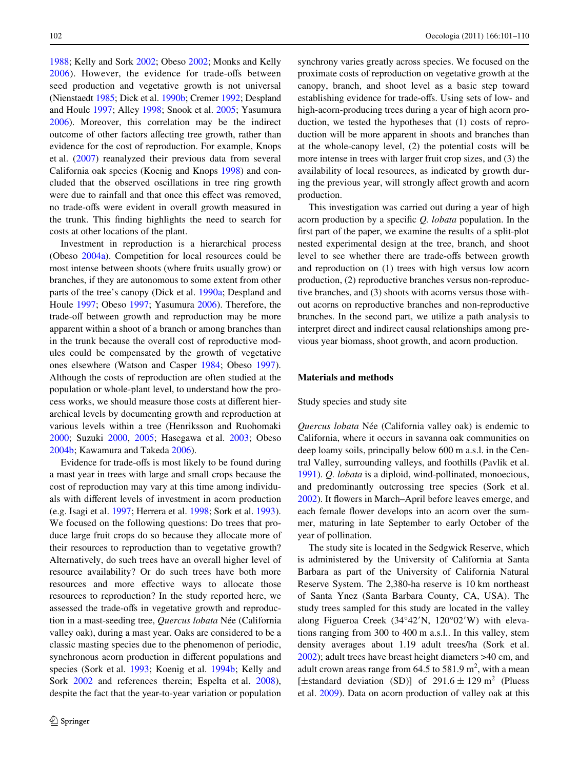1988; Kelly and Sork 2002; Obeso 2002; Monks and Kelly 2006). However, the evidence for trade-offs between seed production and vegetative growth is not universal (Nienstaedt 1985; Dick et al. 1990b; Cremer 1992; Despland and Houle 1997; Alley 1998; Snook et al. 2005; Yasumura 2006). Moreover, this correlation may be the indirect outcome of other factors affecting tree growth, rather than evidence for the cost of reproduction. For example, Knops et al. (2007) reanalyzed their previous data from several California oak species (Koenig and Knops 1998) and concluded that the observed oscillations in tree ring growth were due to rainfall and that once this effect was removed, no trade-offs were evident in overall growth measured in the trunk. This finding highlights the need to search for costs at other locations of the plant.

Investment in reproduction is a hierarchical process (Obeso 2004a). Competition for local resources could be most intense between shoots (where fruits usually grow) or branches, if they are autonomous to some extent from other parts of the tree's canopy (Dick et al. 1990a; Despland and Houle 1997; Obeso 1997; Yasumura 2006). Therefore, the trade-off between growth and reproduction may be more apparent within a shoot of a branch or among branches than in the trunk because the overall cost of reproductive modules could be compensated by the growth of vegetative ones elsewhere (Watson and Casper 1984; Obeso 1997). Although the costs of reproduction are often studied at the population or whole-plant level, to understand how the process works, we should measure those costs at different hierarchical levels by documenting growth and reproduction at various levels within a tree (Henriksson and Ruohomaki 2000; Suzuki 2000, 2005; Hasegawa et al. 2003; Obeso 2004b; Kawamura and Takeda 2006).

Evidence for trade-offs is most likely to be found during a mast year in trees with large and small crops because the cost of reproduction may vary at this time among individuals with different levels of investment in acorn production (e.g. Isagi et al. 1997; Herrera et al. 1998; Sork et al. 1993). We focused on the following questions: Do trees that produce large fruit crops do so because they allocate more of their resources to reproduction than to vegetative growth? Alternatively, do such trees have an overall higher level of resource availability? Or do such trees have both more resources and more effective ways to allocate those resources to reproduction? In the study reported here, we assessed the trade-offs in vegetative growth and reproduction in a mast-seeding tree, *Quercus lobata* Née (California valley oak), during a mast year. Oaks are considered to be a classic masting species due to the phenomenon of periodic, synchronous acorn production in different populations and species (Sork et al. 1993; Koenig et al. 1994b; Kelly and Sork 2002 and references therein; Espelta et al. 2008), despite the fact that the year-to-year variation or population synchrony varies greatly across species. We focused on the proximate costs of reproduction on vegetative growth at the canopy, branch, and shoot level as a basic step toward establishing evidence for trade-offs. Using sets of low- and high-acorn-producing trees during a year of high acorn production, we tested the hypotheses that (1) costs of reproduction will be more apparent in shoots and branches than at the whole-canopy level, (2) the potential costs will be more intense in trees with larger fruit crop sizes, and (3) the availability of local resources, as indicated by growth during the previous year, will strongly affect growth and acorn production.

This investigation was carried out during a year of high acorn production by a specific *Q. lobata* population. In the first part of the paper, we examine the results of a split-plot nested experimental design at the tree, branch, and shoot level to see whether there are trade-offs between growth and reproduction on (1) trees with high versus low acorn production, (2) reproductive branches versus non-reproductive branches, and (3) shoots with acorns versus those without acorns on reproductive branches and non-reproductive branches. In the second part, we utilize a path analysis to interpret direct and indirect causal relationships among previous year biomass, shoot growth, and acorn production.

## Materials and methods

### Study species and study site

*Quercus lobata* Née (California valley oak) is endemic to California, where it occurs in savanna oak communities on deep loamy soils, principally below 600 m a.s.l. in the Central Valley, surrounding valleys, and foothills (Pavlik et al. 1991). *Q. lobata* is a diploid, wind-pollinated, monoecious, and predominantly outcrossing tree species (Sork et al. 2002). It flowers in March–April before leaves emerge, and each female flower develops into an acorn over the summer, maturing in late September to early October of the year of pollination.

The study site is located in the Sedgwick Reserve, which is administered by the University of California at Santa Barbara as part of the University of California Natural Reserve System. The 2,380-ha reserve is 10 km northeast of Santa Ynez (Santa Barbara County, CA, USA). The study trees sampled for this study are located in the valley along Figueroa Creek (34°42′N, 120°02′W) with elevations ranging from 300 to 400 m a.s.l.. In this valley, stem density averages about 1.19 adult trees/ha (Sork et al. 2002); adult trees have breast height diameters >40 cm, and adult crown areas range from 64.5 to 581.9 $m^2$, with a mean [±standard deviation (SD)] of $291.6 \pm 129$ $m^2$ (Pluess et al. 2009). Data on acorn production of valley oak at this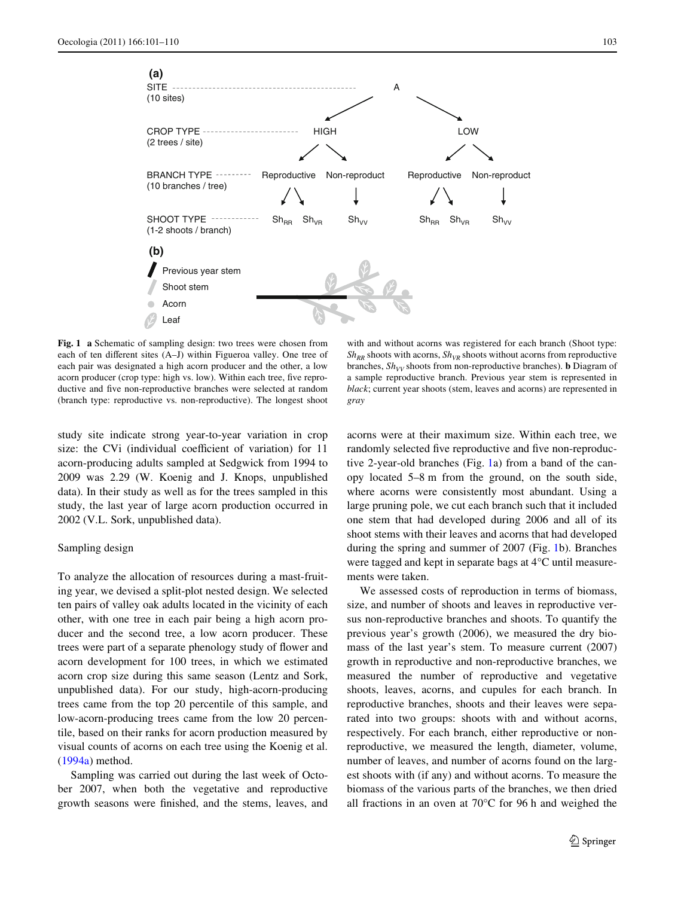**Fig. 1** **a** Schematic of sampling design: two trees were chosen from each of ten different sites (A–J) within Figueroa valley. One tree of each pair was designated a high acorn producer and the other, a low acorn producer (crop type: high vs. low). Within each tree, five reproductive and five non-reproductive branches were selected at random (branch type: reproductive vs. non-reproductive). The longest shoot with and without acorns was registered for each branch (Shoot type: $Sh_{RR}$ shoots with acorns, $Sh_{VR}$ shoots without acorns from reproductive branches, $Sh_{VV}$ shoots from non-reproductive branches). **b** Diagram of a sample reproductive branch. Previous year stem is represented in *black*; current year shoots (stem, leaves and acorns) are represented in *gray*

study site indicate strong year-to-year variation in crop size: the CVi (individual coefficient of variation) for 11 acorn-producing adults sampled at Sedgwick from 1994 to 2009 was 2.29 (W. Koenig and J. Knops, unpublished data). In their study as well as for the trees sampled in this study, the last year of large acorn production occurred in 2002 (V.L. Sork, unpublished data).

## Sampling design

To analyze the allocation of resources during a mast-fruiting year, we devised a split-plot nested design. We selected ten pairs of valley oak adults located in the vicinity of each other, with one tree in each pair being a high acorn producer and the second tree, a low acorn producer. These trees were part of a separate phenology study of flower and acorn development for 100 trees, in which we estimated acorn crop size during this same season (Lentz and Sork, unpublished data). For our study, high-acorn-producing trees came from the top 20 percentile of this sample, and low-acorn-producing trees came from the low 20 percentile, based on their ranks for acorn production measured by visual counts of acorns on each tree using the Koenig et al. (1994a) method.

Sampling was carried out during the last week of October 2007, when both the vegetative and reproductive growth seasons were finished, and the stems, leaves, and acorns were at their maximum size. Within each tree, we randomly selected five reproductive and five non-reproductive 2-year-old branches (Fig. 1a) from a band of the canopy located 5–8 m from the ground, on the south side, where acorns were consistently most abundant. Using a large pruning pole, we cut each branch such that it included one stem that had developed during 2006 and all of its shoot stems with their leaves and acorns that had developed during the spring and summer of 2007 (Fig. 1b). Branches were tagged and kept in separate bags at 4°C until measurements were taken.

We assessed costs of reproduction in terms of biomass, size, and number of shoots and leaves in reproductive versus non-reproductive branches and shoots. To quantify the previous year's growth (2006), we measured the dry biomass of the last year's stem. To measure current (2007) growth in reproductive and non-reproductive branches, we measured the number of reproductive and vegetative shoots, leaves, acorns, and cupules for each branch. In reproductive branches, shoots and their leaves were separated into two groups: shoots with and without acorns, respectively. For each branch, either reproductive or non-reproductive, we measured the length, diameter, volume, number of leaves, and number of acorns found on the largest shoots with (if any) and without acorns. To measure the biomass of the various parts of the branches, we then dried all fractions in an oven at 70°C for 96 h and weighed the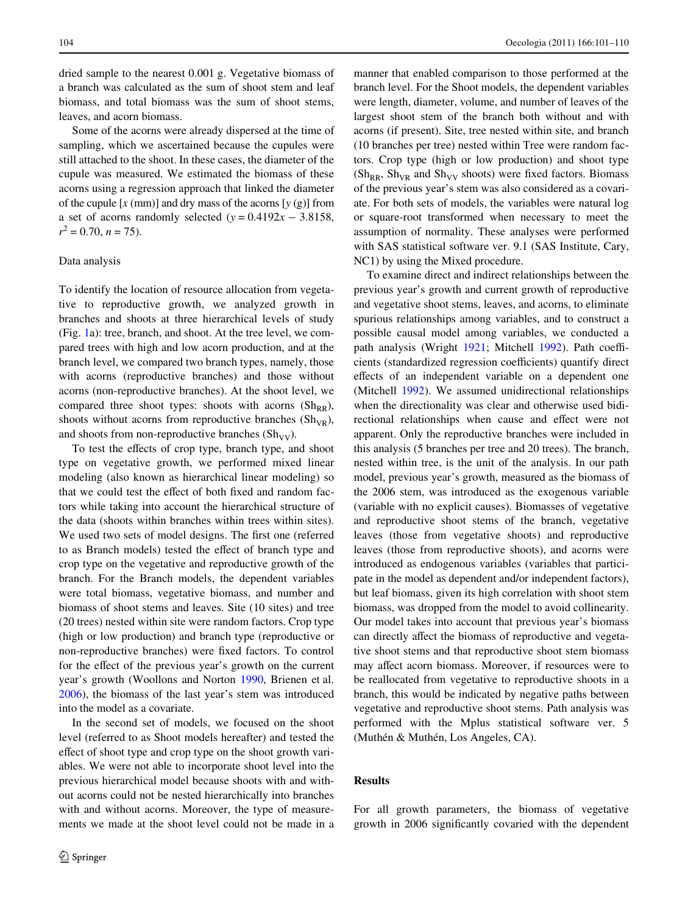dried sample to the nearest 0.001 g. Vegetative biomass of a branch was calculated as the sum of shoot stem and leaf biomass, and total biomass was the sum of shoot stems, leaves, and acorn biomass.

Some of the acorns were already dispersed at the time of sampling, which we ascertained because the cupules were still attached to the shoot. In these cases, the diameter of the cupule was measured. We estimated the biomass of these acorns using a regression approach that linked the diameter of the cupule [$x$ (mm)] and dry mass of the acorns [$y$ (g)] from a set of acorns randomly selected ($y = 0.4192x - 3.8158$, $r^2 = 0.70$, $n = 75$).

### Data analysis

To identify the location of resource allocation from vegetative to reproductive growth, we analyzed growth in branches and shoots at three hierarchical levels of study (Fig. 1a): tree, branch, and shoot. At the tree level, we compared trees with high and low acorn production, and at the branch level, we compared two branch types, namely, those with acorns (reproductive branches) and those without acorns (non-reproductive branches). At the shoot level, we compared three shoot types: shoots with acorns ($Sh_{RR}$), shoots without acorns from reproductive branches ($Sh_{VR}$), and shoots from non-reproductive branches ($Sh_{VV}$).

To test the effects of crop type, branch type, and shoot type on vegetative growth, we performed mixed linear modeling (also known as hierarchical linear modeling) so that we could test the effect of both fixed and random factors while taking into account the hierarchical structure of the data (shoots within branches within trees within sites). We used two sets of model designs. The first one (referred to as Branch models) tested the effect of branch type and crop type on the vegetative and reproductive growth of the branch. For the Branch models, the dependent variables were total biomass, vegetative biomass, and number and biomass of shoot stems and leaves. Site (10 sites) and tree (20 trees) nested within site were random factors. Crop type (high or low production) and branch type (reproductive or non-reproductive branches) were fixed factors. To control for the effect of the previous year's growth on the current year's growth (Woollons and Norton 1990, Brienen et al. 2006), the biomass of the last year's stem was introduced into the model as a covariate.

In the second set of models, we focused on the shoot level (referred to as Shoot models hereafter) and tested the effect of shoot type and crop type on the shoot growth variables. We were not able to incorporate shoot level into the previous hierarchical model because shoots with and without acorns could not be nested hierarchically into branches with and without acorns. Moreover, the type of measurements we made at the shoot level could not be made in a manner that enabled comparison to those performed at the branch level. For the Shoot models, the dependent variables were length, diameter, volume, and number of leaves of the largest shoot stem of the branch both without and with acorns (if present). Site, tree nested within site, and branch (10 branches per tree) nested within Tree were random factors. Crop type (high or low production) and shoot type ($Sh_{RR}$, $Sh_{VR}$ and $Sh_{VV}$ shoots) were fixed factors. Biomass of the previous year's stem was also considered as a covariate. For both sets of models, the variables were natural log or square-root transformed when necessary to meet the assumption of normality. These analyses were performed with SAS statistical software ver. 9.1 (SAS Institute, Cary, NC1) by using the Mixed procedure.

To examine direct and indirect relationships between the previous year's growth and current growth of reproductive and vegetative shoot stems, leaves, and acorns, to eliminate spurious relationships among variables, and to construct a possible causal model among variables, we conducted a path analysis (Wright 1921; Mitchell 1992). Path coefficients (standardized regression coefficients) quantify direct effects of an independent variable on a dependent one (Mitchell 1992). We assumed unidirectional relationships when the directionality was clear and otherwise used bidirectional relationships when cause and effect were not apparent. Only the reproductive branches were included in this analysis (5 branches per tree and 20 trees). The branch, nested within tree, is the unit of the analysis. In our path model, previous year's growth, measured as the biomass of the 2006 stem, was introduced as the exogenous variable (variable with no explicit causes). Biomasses of vegetative and reproductive shoot stems of the branch, vegetative leaves (those from vegetative shoots) and reproductive leaves (those from reproductive shoots), and acorns were introduced as endogenous variables (variables that participate in the model as dependent and/or independent factors), but leaf biomass, given its high correlation with shoot stem biomass, was dropped from the model to avoid collinearity. Our model takes into account that previous year's biomass can directly affect the biomass of reproductive and vegetative shoot stems and that reproductive shoot stem biomass may affect acorn biomass. Moreover, if resources were to be reallocated from vegetative to reproductive shoots in a branch, this would be indicated by negative paths between vegetative and reproductive shoot stems. Path analysis was performed with the Mplus statistical software ver. 5 (Muthén & Muthén, Los Angeles, CA).

## Results

For all growth parameters, the biomass of vegetative growth in 2006 significantly covaried with the dependent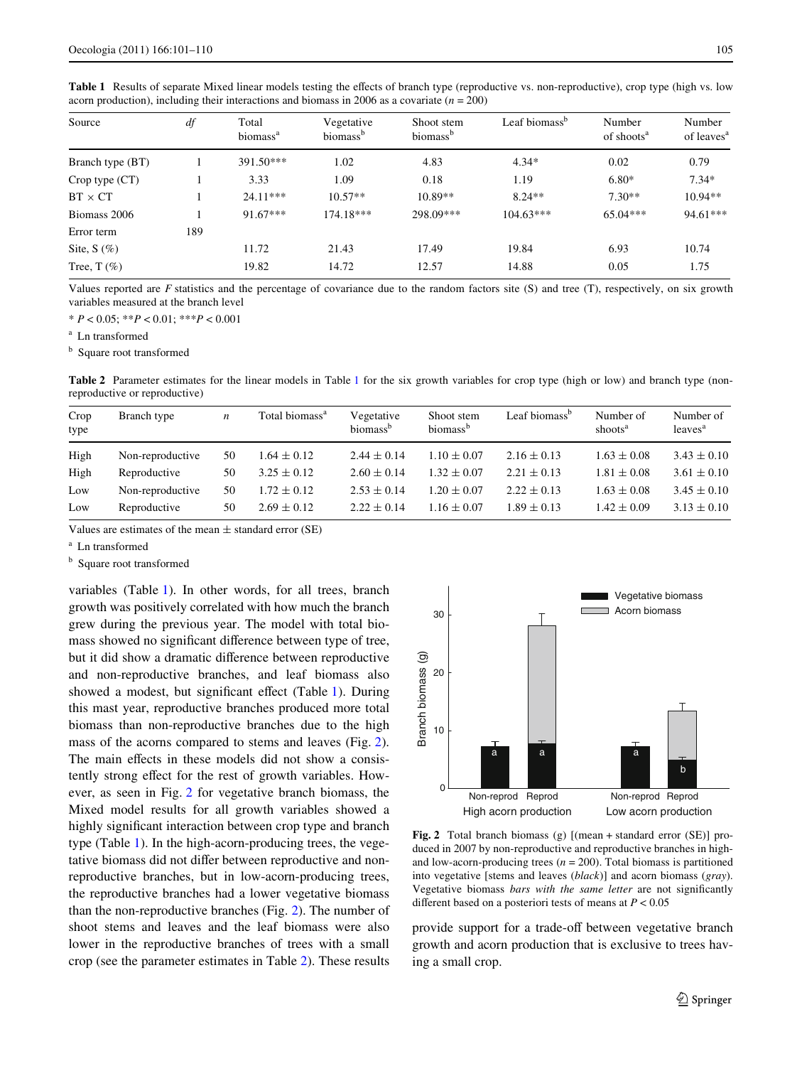**Table 1** Results of separate Mixed linear models testing the effects of branch type (reproductive vs. non-reproductive), crop type (high vs. low acorn production), including their interactions and biomass in 2006 as a covariate ($n = 200$)

| Source | *df* | Total biomass[a] | Vegetative biomass[b] | Shoot stem biomass[b] | Leaf biomass[b] | Number of shoots[a] | Number of leaves[a] |
|---|---|---|---|---|---|---|---|
| Branch type (BT) | 1 | 391.50*** | 1.02 | 4.83 | 4.34* | 0.02 | 0.79 |
| Crop type (CT) | 1 | 3.33 | 1.09 | 0.18 | 1.19 | 6.80* | 7.34* |
| BT × CT | 1 | 24.11*** | 10.57** | 10.89** | 8.24** | 7.30** | 10.94** |
| Biomass 2006 | 1 | 91.67*** | 174.18*** | 298.09*** | 104.63*** | 65.04*** | 94.61*** |
| Error term | 189 | | | | | | |
| Site, S (%) | | 11.72 | 21.43 | 17.49 | 19.84 | 6.93 | 10.74 |
| Tree, T (%) | | 19.82 | 14.72 | 12.57 | 14.88 | 0.05 | 1.75 |

Values reported are *F* statistics and the percentage of covariance due to the random factors site (S) and tree (T), respectively, on six growth variables measured at the branch level

* $P < 0.05$; ** $P < 0.01$; *** $P < 0.001$

[a] Ln transformed

[b] Square root transformed

**Table 2** Parameter estimates for the linear models in Table 1 for the six growth variables for crop type (high or low) and branch type (non-reproductive or reproductive)

| Crop type | Branch type | *n* | Total biomass[a] | Vegetative biomass[b] | Shoot stem biomass[b] | Leaf biomass[b] | Number of shoots[a] | Number of leaves[a] |
|---|---|---|---|---|---|---|---|---|
| High | Non-reproductive | 50 | 1.64 ± 0.12 | 2.44 ± 0.14 | 1.10 ± 0.07 | 2.16 ± 0.13 | 1.63 ± 0.08 | 3.43 ± 0.10 |
| High | Reproductive | 50 | 3.25 ± 0.12 | 2.60 ± 0.14 | 1.32 ± 0.07 | 2.21 ± 0.13 | 1.81 ± 0.08 | 3.61 ± 0.10 |
| Low | Non-reproductive | 50 | 1.72 ± 0.12 | 2.53 ± 0.14 | 1.20 ± 0.07 | 2.22 ± 0.13 | 1.63 ± 0.08 | 3.45 ± 0.10 |
| Low | Reproductive | 50 | 2.69 ± 0.12 | 2.22 ± 0.14 | 1.16 ± 0.07 | 1.89 ± 0.13 | 1.42 ± 0.09 | 3.13 ± 0.10 |

Values are estimates of the mean ± standard error (SE)

[a] Ln transformed

[b] Square root transformed

variables (Table 1). In other words, for all trees, branch growth was positively correlated with how much the branch grew during the previous year. The model with total biomass showed no significant difference between type of tree, but it did show a dramatic difference between reproductive and non-reproductive branches, and leaf biomass also showed a modest, but significant effect (Table 1). During this mast year, reproductive branches produced more total biomass than non-reproductive branches due to the high mass of the acorns compared to stems and leaves (Fig. 2). The main effects in these models did not show a consistently strong effect for the rest of growth variables. However, as seen in Fig. 2 for vegetative branch biomass, the Mixed model results for all growth variables showed a highly significant interaction between crop type and branch type (Table 1). In the high-acorn-producing trees, the vegetative biomass did not differ between reproductive and non-reproductive branches, but in low-acorn-producing trees, the reproductive branches had a lower vegetative biomass than the non-reproductive branches (Fig. 2). The number of shoot stems and leaves and the leaf biomass were also lower in the reproductive branches of trees with a small crop (see the parameter estimates in Table 2). These results provide support for a trade-off between vegetative branch growth and acorn production that is exclusive to trees having a small crop.

**Fig. 2** Total branch biomass (g) [(mean + standard error (SE)] produced in 2007 by non-reproductive and reproductive branches in high- and low-acorn-producing trees ($n = 200$). Total biomass is partitioned into vegetative [stems and leaves (*black*)] and acorn biomass (*gray*). Vegetative biomass *bars with the same letter* are not significantly different based on a posteriori tests of means at $P < 0.05$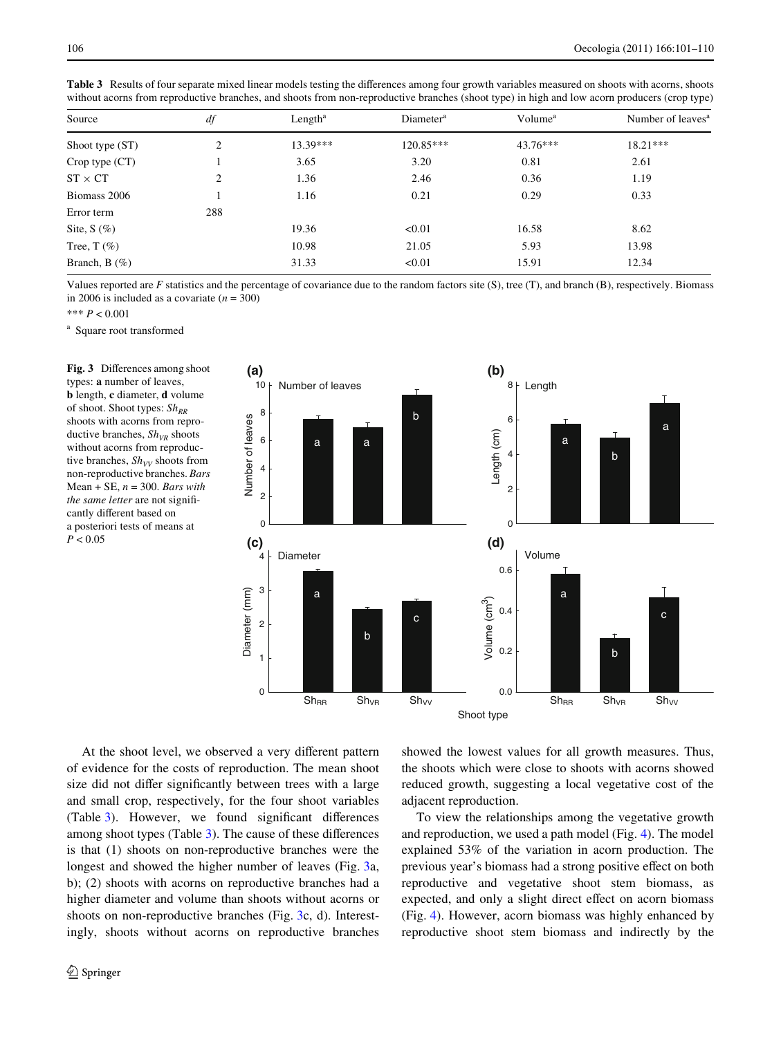**Table 3** Results of four separate mixed linear models testing the differences among four growth variables measured on shoots with acorns, shoots without acorns from reproductive branches, and shoots from non-reproductive branches (shoot type) in high and low acorn producers (crop type)

| Source | *df* | Length[a] | Diameter[a] | Volume[a] | Number of leaves[a] |
|---|---|---|---|---|---|
| Shoot type (ST) | 2 | 13.39*** | 120.85*** | 43.76*** | 18.21*** |
| Crop type (CT) | 1 | 3.65 | 3.20 | 0.81 | 2.61 |
| ST × CT | 2 | 1.36 | 2.46 | 0.36 | 1.19 |
| Biomass 2006 | 1 | 1.16 | 0.21 | 0.29 | 0.33 |
| Error term | 288 | | | | |
| Site, S (%) | | 19.36 | <0.01 | 16.58 | 8.62 |
| Tree, T (%) | | 10.98 | 21.05 | 5.93 | 13.98 |
| Branch, B (%) | | 31.33 | <0.01 | 15.91 | 12.34 |

Values reported are *F* statistics and the percentage of covariance due to the random factors site (S), tree (T), and branch (B), respectively. Biomass in 2006 is included as a covariate ($n = 300$)

*** $P < 0.001$

[a] Square root transformed

**Fig. 3** Differences among shoot types: **a** number of leaves, **b** length, **c** diameter, **d** volume of shoot. Shoot types: $Sh_{RR}$ shoots with acorns from reproductive branches, $Sh_{VR}$ shoots without acorns from reproductive branches, $Sh_{VV}$ shoots from non-reproductive branches. *Bars* Mean + SE, $n = 300$. *Bars with the same letter* are not significantly different based on a posteriori tests of means at $P < 0.05$

At the shoot level, we observed a very different pattern of evidence for the costs of reproduction. The mean shoot size did not differ significantly between trees with a large and small crop, respectively, for the four shoot variables (Table 3). However, we found significant differences among shoot types (Table 3). The cause of these differences is that (1) shoots on non-reproductive branches were the longest and showed the higher number of leaves (Fig. 3a, b); (2) shoots with acorns on reproductive branches had a higher diameter and volume than shoots without acorns or shoots on non-reproductive branches (Fig. 3c, d). Interestingly, shoots without acorns on reproductive branches showed the lowest values for all growth measures. Thus, the shoots which were close to shoots with acorns showed reduced growth, suggesting a local vegetative cost of the adjacent reproduction.

To view the relationships among the vegetative growth and reproduction, we used a path model (Fig. 4). The model explained 53% of the variation in acorn production. The previous year's biomass had a strong positive effect on both reproductive and vegetative shoot stem biomass, as expected, and only a slight direct effect on acorn biomass (Fig. 4). However, acorn biomass was highly enhanced by reproductive shoot stem biomass and indirectly by the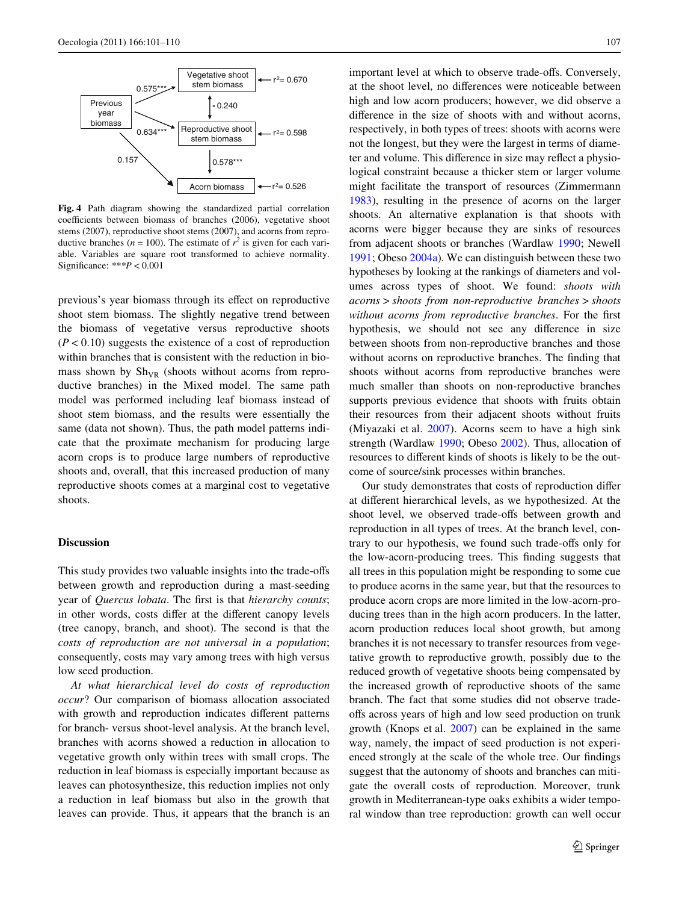**Fig. 4** Path diagram showing the standardized partial correlation coefficients between biomass of branches (2006), vegetative shoot stems (2007), reproductive shoot stems (2007), and acorns from reproductive branches ($n = 100$). The estimate of $r^2$ is given for each variable. Variables are square root transformed to achieve normality. Significance: $^{***}P < 0.001$

previous's year biomass through its effect on reproductive shoot stem biomass. The slightly negative trend between the biomass of vegetative versus reproductive shoots ($P < 0.10$) suggests the existence of a cost of reproduction within branches that is consistent with the reduction in biomass shown by $Sh_{VR}$ (shoots without acorns from reproductive branches) in the Mixed model. The same path model was performed including leaf biomass instead of shoot stem biomass, and the results were essentially the same (data not shown). Thus, the path model patterns indicate that the proximate mechanism for producing large acorn crops is to produce large numbers of reproductive shoots and, overall, that this increased production of many reproductive shoots comes at a marginal cost to vegetative shoots.

## Discussion

This study provides two valuable insights into the trade-offs between growth and reproduction during a mast-seeding year of *Quercus lobata*. The first is that *hierarchy counts*; in other words, costs differ at the different canopy levels (tree canopy, branch, and shoot). The second is that the *costs of reproduction are not universal in a population*; consequently, costs may vary among trees with high versus low seed production.

*At what hierarchical level do costs of reproduction occur*? Our comparison of biomass allocation associated with growth and reproduction indicates different patterns for branch- versus shoot-level analysis. At the branch level, branches with acorns showed a reduction in allocation to vegetative growth only within trees with small crops. The reduction in leaf biomass is especially important because as leaves can photosynthesize, this reduction implies not only a reduction in leaf biomass but also in the growth that leaves can provide. Thus, it appears that the branch is an important level at which to observe trade-offs. Conversely, at the shoot level, no differences were noticeable between high and low acorn producers; however, we did observe a difference in the size of shoots with and without acorns, respectively, in both types of trees: shoots with acorns were not the longest, but they were the largest in terms of diameter and volume. This difference in size may reflect a physiological constraint because a thicker stem or larger volume might facilitate the transport of resources (Zimmermann 1983), resulting in the presence of acorns on the larger shoots. An alternative explanation is that shoots with acorns were bigger because they are sinks of resources from adjacent shoots or branches (Wardlaw 1990; Newell 1991; Obeso 2004a). We can distinguish between these two hypotheses by looking at the rankings of diameters and volumes across types of shoot. We found: *shoots with acorns > shoots from non-reproductive branches > shoots without acorns from reproductive branches*. For the first hypothesis, we should not see any difference in size between shoots from non-reproductive branches and those without acorns on reproductive branches. The finding that shoots without acorns from reproductive branches were much smaller than shoots on non-reproductive branches supports previous evidence that shoots with fruits obtain their resources from their adjacent shoots without fruits (Miyazaki et al. 2007). Acorns seem to have a high sink strength (Wardlaw 1990; Obeso 2002). Thus, allocation of resources to different kinds of shoots is likely to be the outcome of source/sink processes within branches.

Our study demonstrates that costs of reproduction differ at different hierarchical levels, as we hypothesized. At the shoot level, we observed trade-offs between growth and reproduction in all types of trees. At the branch level, contrary to our hypothesis, we found such trade-offs only for the low-acorn-producing trees. This finding suggests that all trees in this population might be responding to some cue to produce acorns in the same year, but that the resources to produce acorn crops are more limited in the low-acorn-producing trees than in the high acorn producers. In the latter, acorn production reduces local shoot growth, but among branches it is not necessary to transfer resources from vegetative growth to reproductive growth, possibly due to the reduced growth of vegetative shoots being compensated by the increased growth of reproductive shoots of the same branch. The fact that some studies did not observe trade-offs across years of high and low seed production on trunk growth (Knops et al. 2007) can be explained in the same way, namely, the impact of seed production is not experienced strongly at the scale of the whole tree. Our findings suggest that the autonomy of shoots and branches can mitigate the overall costs of reproduction. Moreover, trunk growth in Mediterranean-type oaks exhibits a wider temporal window than tree reproduction: growth can well occur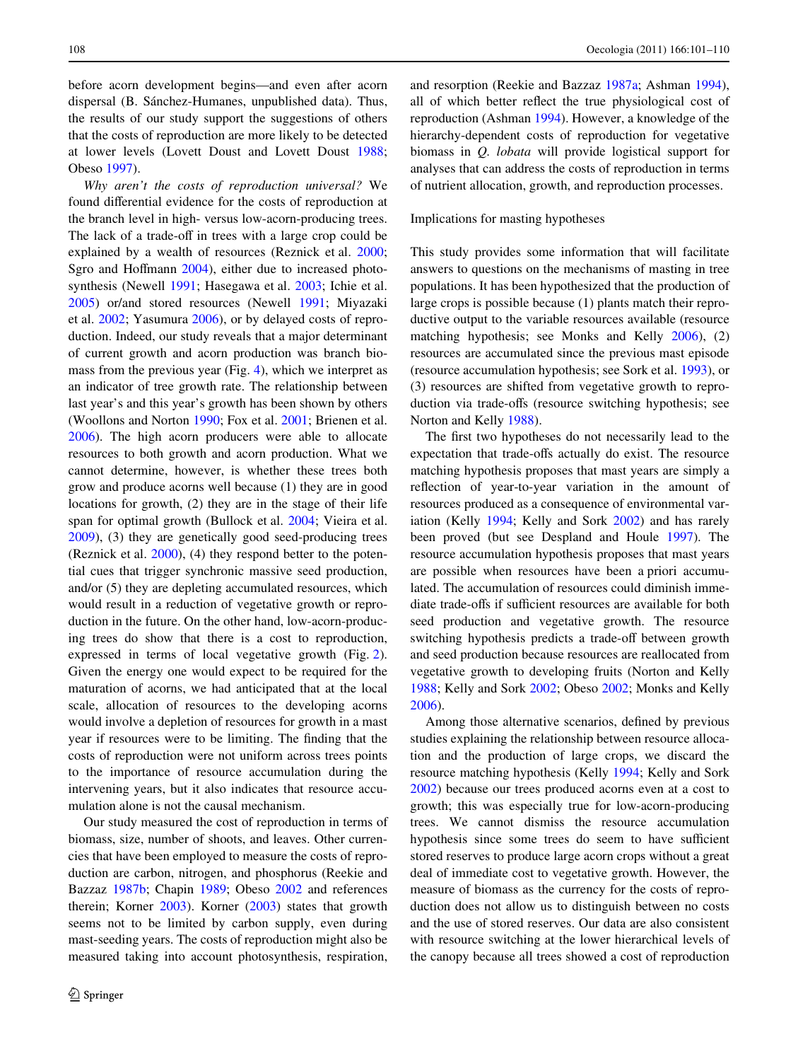before acorn development begins—and even after acorn dispersal (B. Sánchez-Humanes, unpublished data). Thus, the results of our study support the suggestions of others that the costs of reproduction are more likely to be detected at lower levels (Lovett Doust and Lovett Doust 1988; Obeso 1997).

*Why aren't the costs of reproduction universal?* We found differential evidence for the costs of reproduction at the branch level in high- versus low-acorn-producing trees. The lack of a trade-off in trees with a large crop could be explained by a wealth of resources (Reznick et al. 2000; Sgro and Hoffmann 2004), either due to increased photosynthesis (Newell 1991; Hasegawa et al. 2003; Ichie et al. 2005) or/and stored resources (Newell 1991; Miyazaki et al. 2002; Yasumura 2006), or by delayed costs of reproduction. Indeed, our study reveals that a major determinant of current growth and acorn production was branch biomass from the previous year (Fig. 4), which we interpret as an indicator of tree growth rate. The relationship between last year's and this year's growth has been shown by others (Woollons and Norton 1990; Fox et al. 2001; Brienen et al. 2006). The high acorn producers were able to allocate resources to both growth and acorn production. What we cannot determine, however, is whether these trees both grow and produce acorns well because (1) they are in good locations for growth, (2) they are in the stage of their life span for optimal growth (Bullock et al. 2004; Vieira et al. 2009), (3) they are genetically good seed-producing trees (Reznick et al. 2000), (4) they respond better to the potential cues that trigger synchronic massive seed production, and/or (5) they are depleting accumulated resources, which would result in a reduction of vegetative growth or reproduction in the future. On the other hand, low-acorn-producing trees do show that there is a cost to reproduction, expressed in terms of local vegetative growth (Fig. 2). Given the energy one would expect to be required for the maturation of acorns, we had anticipated that at the local scale, allocation of resources to the developing acorns would involve a depletion of resources for growth in a mast year if resources were to be limiting. The finding that the costs of reproduction were not uniform across trees points to the importance of resource accumulation during the intervening years, but it also indicates that resource accumulation alone is not the causal mechanism.

Our study measured the cost of reproduction in terms of biomass, size, number of shoots, and leaves. Other currencies that have been employed to measure the costs of reproduction are carbon, nitrogen, and phosphorus (Reekie and Bazzaz 1987b; Chapin 1989; Obeso 2002 and references therein; Korner 2003). Korner (2003) states that growth seems not to be limited by carbon supply, even during mast-seeding years. The costs of reproduction might also be measured taking into account photosynthesis, respiration, and resorption (Reekie and Bazzaz 1987a; Ashman 1994), all of which better reflect the true physiological cost of reproduction (Ashman 1994). However, a knowledge of the hierarchy-dependent costs of reproduction for vegetative biomass in *Q. lobata* will provide logistical support for analyses that can address the costs of reproduction in terms of nutrient allocation, growth, and reproduction processes.

## Implications for masting hypotheses

This study provides some information that will facilitate answers to questions on the mechanisms of masting in tree populations. It has been hypothesized that the production of large crops is possible because (1) plants match their reproductive output to the variable resources available (resource matching hypothesis; see Monks and Kelly 2006), (2) resources are accumulated since the previous mast episode (resource accumulation hypothesis; see Sork et al. 1993), or (3) resources are shifted from vegetative growth to reproduction via trade-offs (resource switching hypothesis; see Norton and Kelly 1988).

The first two hypotheses do not necessarily lead to the expectation that trade-offs actually do exist. The resource matching hypothesis proposes that mast years are simply a reflection of year-to-year variation in the amount of resources produced as a consequence of environmental variation (Kelly 1994; Kelly and Sork 2002) and has rarely been proved (but see Despland and Houle 1997). The resource accumulation hypothesis proposes that mast years are possible when resources have been a priori accumulated. The accumulation of resources could diminish immediate trade-offs if sufficient resources are available for both seed production and vegetative growth. The resource switching hypothesis predicts a trade-off between growth and seed production because resources are reallocated from vegetative growth to developing fruits (Norton and Kelly 1988; Kelly and Sork 2002; Obeso 2002; Monks and Kelly 2006).

Among those alternative scenarios, defined by previous studies explaining the relationship between resource allocation and the production of large crops, we discard the resource matching hypothesis (Kelly 1994; Kelly and Sork 2002) because our trees produced acorns even at a cost to growth; this was especially true for low-acorn-producing trees. We cannot dismiss the resource accumulation hypothesis since some trees do seem to have sufficient stored reserves to produce large acorn crops without a great deal of immediate cost to vegetative growth. However, the measure of biomass as the currency for the costs of reproduction does not allow us to distinguish between no costs and the use of stored reserves. Our data are also consistent with resource switching at the lower hierarchical levels of the canopy because all trees showed a cost of reproduction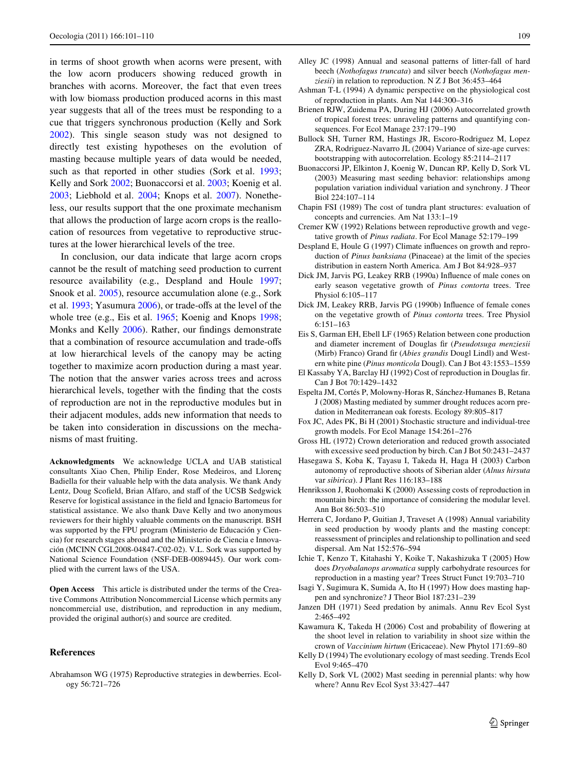in terms of shoot growth when acorns were present, with the low acorn producers showing reduced growth in branches with acorns. Moreover, the fact that even trees with low biomass production produced acorns in this mast year suggests that all of the trees must be responding to a cue that triggers synchronous production (Kelly and Sork 2002). This single season study was not designed to directly test existing hypotheses on the evolution of masting because multiple years of data would be needed, such as that reported in other studies (Sork et al. 1993; Kelly and Sork 2002; Buonaccorsi et al. 2003; Koenig et al. 2003; Liebhold et al. 2004; Knops et al. 2007). Nonetheless, our results support that the one proximate mechanism that allows the production of large acorn crops is the reallocation of resources from vegetative to reproductive structures at the lower hierarchical levels of the tree.

In conclusion, our data indicate that large acorn crops cannot be the result of matching seed production to current resource availability (e.g., Despland and Houle 1997; Snook et al. 2005), resource accumulation alone (e.g., Sork et al. 1993; Yasumura 2006), or trade-offs at the level of the whole tree (e.g., Eis et al. 1965; Koenig and Knops 1998; Monks and Kelly 2006). Rather, our findings demonstrate that a combination of resource accumulation and trade-offs at low hierarchical levels of the canopy may be acting together to maximize acorn production during a mast year. The notion that the answer varies across trees and across hierarchical levels, together with the finding that the costs of reproduction are not in the reproductive modules but in their adjacent modules, adds new information that needs to be taken into consideration in discussions on the mechanisms of mast fruiting.

**Acknowledgments** We acknowledge UCLA and UAB statistical consultants Xiao Chen, Philip Ender, Rose Medeiros, and Llorenç Badiella for their valuable help with the data analysis. We thank Andy Lentz, Doug Scofield, Brian Alfaro, and staff of the UCSB Sedgwick Reserve for logistical assistance in the field and Ignacio Bartomeus for statistical assistance. We also thank Dave Kelly and two anonymous reviewers for their highly valuable comments on the manuscript. BSH was supported by the FPU program (Ministerio de Educación y Ciencia) for research stages abroad and the Ministerio de Ciencia e Innovación (MCINN CGL2008-04847-C02-02). V.L. Sork was supported by National Science Foundation (NSF-DEB-0089445). Our work complied with the current laws of the USA.

**Open Access** This article is distributed under the terms of the Creative Commons Attribution Noncommercial License which permits any noncommercial use, distribution, and reproduction in any medium, provided the original author(s) and source are credited.

## References

Abrahamson WG (1975) Reproductive strategies in dewberries. Ecology 56:721–726

Alley JC (1998) Annual and seasonal patterns of litter-fall of hard beech (*Nothofagus truncata*) and silver beech (*Nothofagus menziesii*) in relation to reproduction. N Z J Bot 36:453–464

Ashman T-L (1994) A dynamic perspective on the physiological cost of reproduction in plants. Am Nat 144:300–316

Brienen RJW, Zuidema PA, During HJ (2006) Autocorrelated growth of tropical forest trees: unraveling patterns and quantifying consequences. For Ecol Manage 237:179–190

Bullock SH, Turner RM, Hastings JR, Escoro-Rodriguez M, Lopez ZRA, Rodriguez-Navarro JL (2004) Variance of size-age curves: bootstrapping with autocorrelation. Ecology 85:2114–2117

Buonaccorsi JP, Elkinton J, Koenig W, Duncan RP, Kelly D, Sork VL (2003) Measuring mast seeding behavior: relationships among population variation individual variation and synchrony. J Theor Biol 224:107–114

Chapin FSI (1989) The cost of tundra plant structures: evaluation of concepts and currencies. Am Nat 133:1–19

Cremer KW (1992) Relations between reproductive growth and vegetative growth of *Pinus radiata*. For Ecol Manage 52:179–199

Despland E, Houle G (1997) Climate influences on growth and reproduction of *Pinus banksiana* (Pinaceae) at the limit of the species distribution in eastern North America. Am J Bot 84:928–937

Dick JM, Jarvis PG, Leakey RRB (1990a) Influence of male cones on early season vegetative growth of *Pinus contorta* trees. Tree Physiol 6:105–117

Dick JM, Leakey RRB, Jarvis PG (1990b) Influence of female cones on the vegetative growth of *Pinus contorta* trees. Tree Physiol 6:151–163

Eis S, Garman EH, Ebell LF (1965) Relation between cone production and diameter increment of Douglas fir (*Pseudotsuga menziesii* (Mirb) Franco) Grand fir (*Abies grandis* Dougl Lindl) and Western white pine (*Pinus monticola* Dougl). Can J Bot 43:1553–1559

El Kassaby YA, Barclay HJ (1992) Cost of reproduction in Douglas fir. Can J Bot 70:1429–1432

Espelta JM, Cortés P, Molowny-Horas R, Sánchez-Humanes B, Retana J (2008) Masting mediated by summer drought reduces acorn predation in Mediterranean oak forests. Ecology 89:805–817

Fox JC, Ades PK, Bi H (2001) Stochastic structure and individual-tree growth models. For Ecol Manage 154:261–276

Gross HL (1972) Crown deterioration and reduced growth associated with excessive seed production by birch. Can J Bot 50:2431–2437

Hasegawa S, Koba K, Tayasu I, Takeda H, Haga H (2003) Carbon autonomy of reproductive shoots of Siberian alder (*Alnus hirsuta* var *sibirica*). J Plant Res 116:183–188

Henriksson J, Ruohomaki K (2000) Assessing costs of reproduction in mountain birch: the importance of considering the modular level. Ann Bot 86:503–510

Herrera C, Jordano P, Guitian J, Traveset A (1998) Annual variability in seed production by woody plants and the masting concept: reassessment of principles and relationship to pollination and seed dispersal. Am Nat 152:576–594

Ichie T, Kenzo T, Kitahashi Y, Koike T, Nakashizuka T (2005) How does *Dryobalanops aromatica* supply carbohydrate resources for reproduction in a masting year? Trees Struct Funct 19:703–710

Isagi Y, Sugimura K, Sumida A, Ito H (1997) How does masting happen and synchronize? J Theor Biol 187:231–239

Janzen DH (1971) Seed predation by animals. Annu Rev Ecol Syst 2:465–492

Kawamura K, Takeda H (2006) Cost and probability of flowering at the shoot level in relation to variability in shoot size within the crown of *Vaccinium hirtum* (Ericaceae). New Phytol 171:69–80

Kelly D (1994) The evolutionary ecology of mast seeding. Trends Ecol Evol 9:465–470

Kelly D, Sork VL (2002) Mast seeding in perennial plants: why how where? Annu Rev Ecol Syst 33:427–447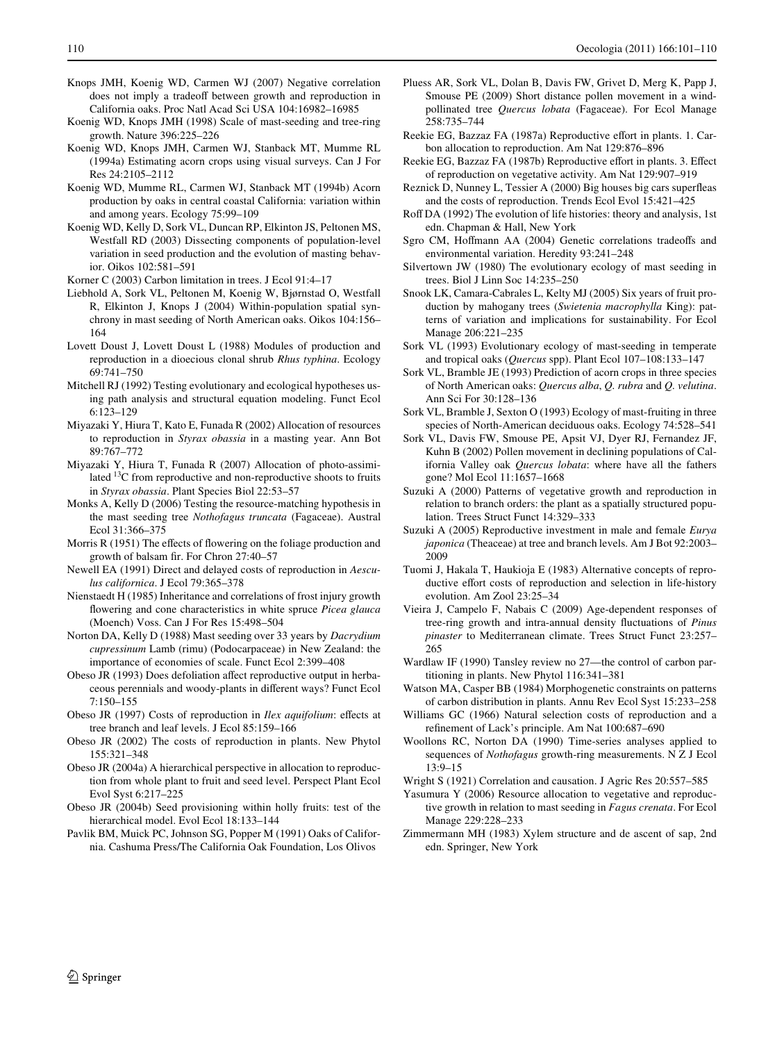Knops JMH, Koenig WD, Carmen WJ (2007) Negative correlation does not imply a tradeoff between growth and reproduction in California oaks. Proc Natl Acad Sci USA 104:16982–16985

Koenig WD, Knops JMH (1998) Scale of mast-seeding and tree-ring growth. Nature 396:225–226

Koenig WD, Knops JMH, Carmen WJ, Stanback MT, Mumme RL (1994a) Estimating acorn crops using visual surveys. Can J For Res 24:2105–2112

Koenig WD, Mumme RL, Carmen WJ, Stanback MT (1994b) Acorn production by oaks in central coastal California: variation within and among years. Ecology 75:99–109

Koenig WD, Kelly D, Sork VL, Duncan RP, Elkinton JS, Peltonen MS, Westfall RD (2003) Dissecting components of population-level variation in seed production and the evolution of masting behavior. Oikos 102:581–591

Korner C (2003) Carbon limitation in trees. J Ecol 91:4–17

Liebhold A, Sork VL, Peltonen M, Koenig W, Bjørnstad O, Westfall R, Elkinton J, Knops J (2004) Within-population spatial synchrony in mast seeding of North American oaks. Oikos 104:156–164

Lovett Doust J, Lovett Doust L (1988) Modules of production and reproduction in a dioecious clonal shrub *Rhus typhina*. Ecology 69:741–750

Mitchell RJ (1992) Testing evolutionary and ecological hypotheses using path analysis and structural equation modeling. Funct Ecol 6:123–129

Miyazaki Y, Hiura T, Kato E, Funada R (2002) Allocation of resources to reproduction in *Styrax obassia* in a masting year. Ann Bot 89:767–772

Miyazaki Y, Hiura T, Funada R (2007) Allocation of photo-assimilated $^{13}$C from reproductive and non-reproductive shoots to fruits in *Styrax obassia*. Plant Species Biol 22:53–57

Monks A, Kelly D (2006) Testing the resource-matching hypothesis in the mast seeding tree *Nothofagus truncata* (Fagaceae). Austral Ecol 31:366–375

Morris R (1951) The effects of flowering on the foliage production and growth of balsam fir. For Chron 27:40–57

Newell EA (1991) Direct and delayed costs of reproduction in *Aesculus californica*. J Ecol 79:365–378

Nienstaedt H (1985) Inheritance and correlations of frost injury growth flowering and cone characteristics in white spruce *Picea glauca* (Moench) Voss. Can J For Res 15:498–504

Norton DA, Kelly D (1988) Mast seeding over 33 years by *Dacrydium cupressinum* Lamb (rimu) (Podocarpaceae) in New Zealand: the importance of economies of scale. Funct Ecol 2:399–408

Obeso JR (1993) Does defoliation affect reproductive output in herbaceous perennials and woody-plants in different ways? Funct Ecol 7:150–155

Obeso JR (1997) Costs of reproduction in *Ilex aquifolium*: effects at tree branch and leaf levels. J Ecol 85:159–166

Obeso JR (2002) The costs of reproduction in plants. New Phytol 155:321–348

Obeso JR (2004a) A hierarchical perspective in allocation to reproduction from whole plant to fruit and seed level. Perspect Plant Ecol Evol Syst 6:217–225

Obeso JR (2004b) Seed provisioning within holly fruits: test of the hierarchical model. Evol Ecol 18:133–144

Pavlik BM, Muick PC, Johnson SG, Popper M (1991) Oaks of California. Cashuma Press/The California Oak Foundation, Los Olivos

Pluess AR, Sork VL, Dolan B, Davis FW, Grivet D, Merg K, Papp J, Smouse PE (2009) Short distance pollen movement in a wind-pollinated tree *Quercus lobata* (Fagaceae). For Ecol Manage 258:735–744

Reekie EG, Bazzaz FA (1987a) Reproductive effort in plants. 1. Carbon allocation to reproduction. Am Nat 129:876–896

Reekie EG, Bazzaz FA (1987b) Reproductive effort in plants. 3. Effect of reproduction on vegetative activity. Am Nat 129:907–919

Reznick D, Nunney L, Tessier A (2000) Big houses big cars superfleas and the costs of reproduction. Trends Ecol Evol 15:421–425

Roff DA (1992) The evolution of life histories: theory and analysis, 1st edn. Chapman & Hall, New York

Sgro CM, Hoffmann AA (2004) Genetic correlations tradeoffs and environmental variation. Heredity 93:241–248

Silvertown JW (1980) The evolutionary ecology of mast seeding in trees. Biol J Linn Soc 14:235–250

Snook LK, Camara-Cabrales L, Kelty MJ (2005) Six years of fruit production by mahogany trees (*Swietenia macrophylla* King): patterns of variation and implications for sustainability. For Ecol Manage 206:221–235

Sork VL (1993) Evolutionary ecology of mast-seeding in temperate and tropical oaks (*Quercus* spp). Plant Ecol 107–108:133–147

Sork VL, Bramble JE (1993) Prediction of acorn crops in three species of North American oaks: *Quercus alba*, *Q. rubra* and *Q. velutina*. Ann Sci For 30:128–136

Sork VL, Bramble J, Sexton O (1993) Ecology of mast-fruiting in three species of North-American deciduous oaks. Ecology 74:528–541

Sork VL, Davis FW, Smouse PE, Apsit VJ, Dyer RJ, Fernandez JF, Kuhn B (2002) Pollen movement in declining populations of California Valley oak *Quercus lobata*: where have all the fathers gone? Mol Ecol 11:1657–1668

Suzuki A (2000) Patterns of vegetative growth and reproduction in relation to branch orders: the plant as a spatially structured population. Trees Struct Funct 14:329–333

Suzuki A (2005) Reproductive investment in male and female *Eurya japonica* (Theaceae) at tree and branch levels. Am J Bot 92:2003–2009

Tuomi J, Hakala T, Haukioja E (1983) Alternative concepts of reproductive effort costs of reproduction and selection in life-history evolution. Am Zool 23:25–34

Vieira J, Campelo F, Nabais C (2009) Age-dependent responses of tree-ring growth and intra-annual density fluctuations of *Pinus pinaster* to Mediterranean climate. Trees Struct Funct 23:257–265

Wardlaw IF (1990) Tansley review no 27—the control of carbon partitioning in plants. New Phytol 116:341–381

Watson MA, Casper BB (1984) Morphogenetic constraints on patterns of carbon distribution in plants. Annu Rev Ecol Syst 15:233–258

Williams GC (1966) Natural selection costs of reproduction and a refinement of Lack's principle. Am Nat 100:687–690

Woollons RC, Norton DA (1990) Time-series analyses applied to sequences of *Nothofagus* growth-ring measurements. N Z J Ecol 13:9–15

Wright S (1921) Correlation and causation. J Agric Res 20:557–585

Yasumura Y (2006) Resource allocation to vegetative and reproductive growth in relation to mast seeding in *Fagus crenata*. For Ecol Manage 229:228–233

Zimmermann MH (1983) Xylem structure and de ascent of sap, 2nd edn. Springer, New York